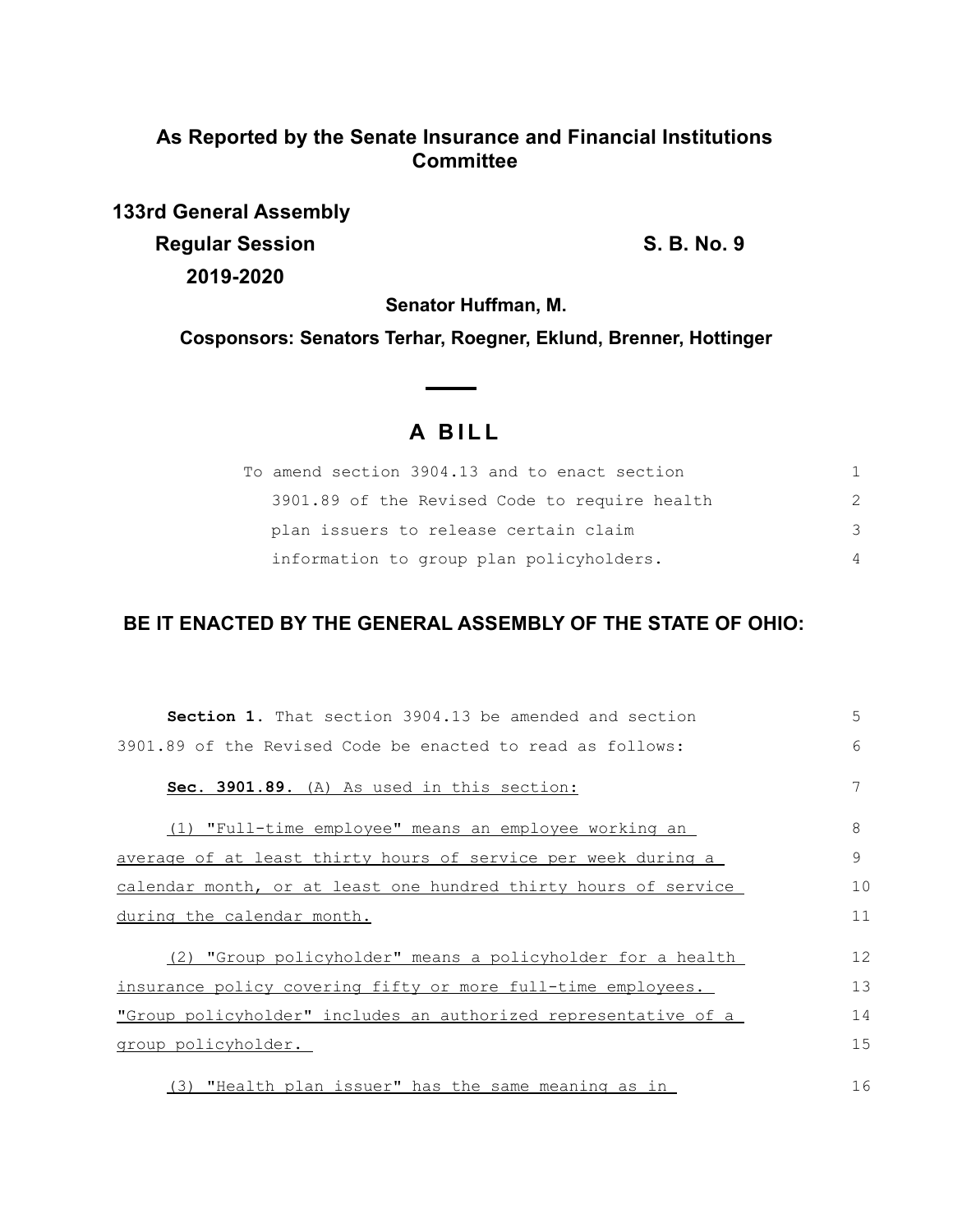**As Reported by the Senate Insurance and Financial Institutions Committee**

**133rd General Assembly**
**Regular Session** **S. B. No. 9**
**2019-2020**

**Senator Huffman, M.**

**Cosponsors: Senators Terhar, Roegner, Eklund, Brenner, Hottinger**

# A BILL

To amend section 3904.13 and to enact section 3901.89 of the Revised Code to require health plan issuers to release certain claim information to group plan policyholders.

**BE IT ENACTED BY THE GENERAL ASSEMBLY OF THE STATE OF OHIO:**

**Section 1.** That section 3904.13 be amended and section 3901.89 of the Revised Code be enacted to read as follows:

**Sec. 3901.89.** (A) As used in this section:

(1) "Full-time employee" means an employee working an average of at least thirty hours of service per week during a calendar month, or at least one hundred thirty hours of service during the calendar month.

(2) "Group policyholder" means a policyholder for a health insurance policy covering fifty or more full-time employees. "Group policyholder" includes an authorized representative of a group policyholder.

(3) "Health plan issuer" has the same meaning as in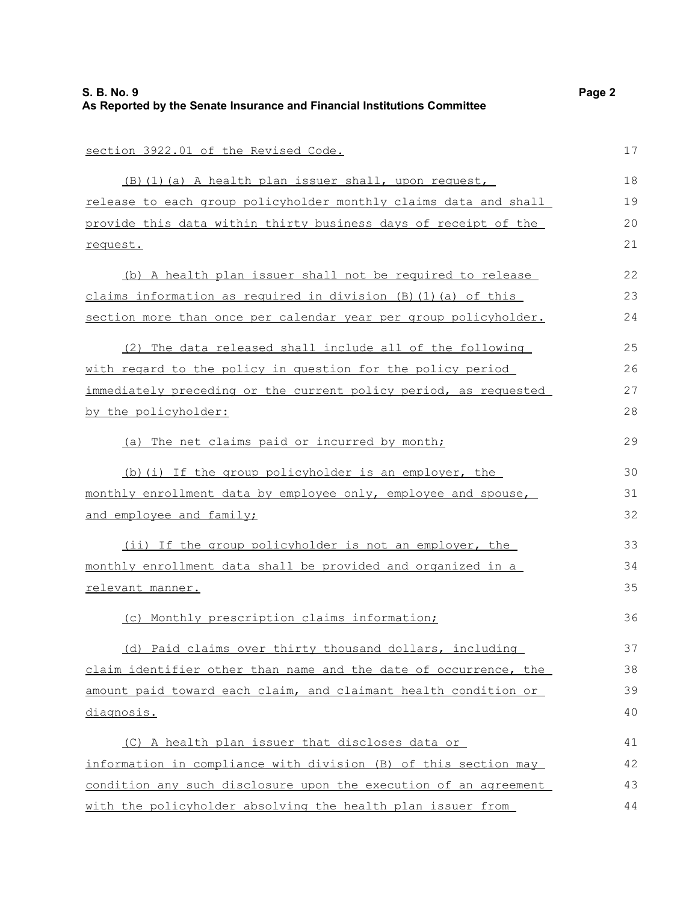section 3922.01 of the Revised Code.

(B)(1)(a) A health plan issuer shall, upon request, release to each group policyholder monthly claims data and shall provide this data within thirty business days of receipt of the request.

(b) A health plan issuer shall not be required to release claims information as required in division (B)(1)(a) of this section more than once per calendar year per group policyholder.

(2) The data released shall include all of the following with regard to the policy in question for the policy period immediately preceding or the current policy period, as requested by the policyholder:

(a) The net claims paid or incurred by month;

(b)(i) If the group policyholder is an employer, the monthly enrollment data by employee only, employee and spouse, and employee and family;

(ii) If the group policyholder is not an employer, the monthly enrollment data shall be provided and organized in a relevant manner.

(c) Monthly prescription claims information;

(d) Paid claims over thirty thousand dollars, including claim identifier other than name and the date of occurrence, the amount paid toward each claim, and claimant health condition or diagnosis.

(C) A health plan issuer that discloses data or information in compliance with division (B) of this section may condition any such disclosure upon the execution of an agreement with the policyholder absolving the health plan issuer from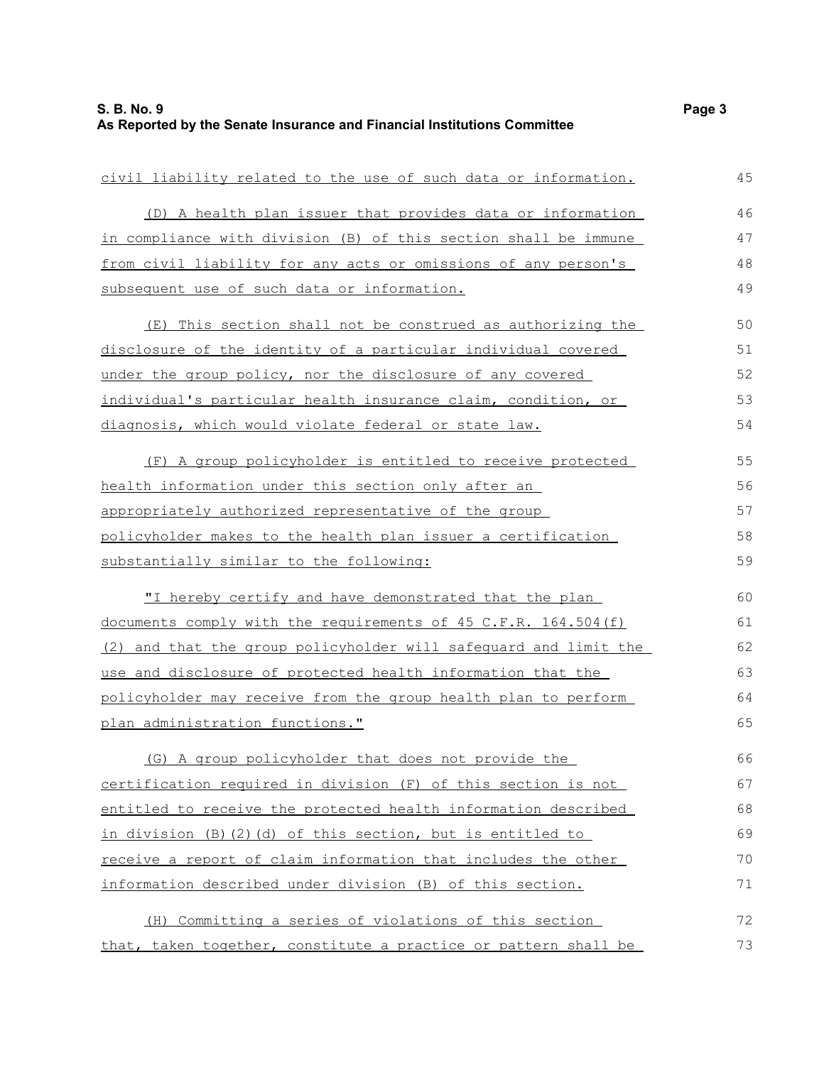civil liability related to the use of such data or information.

(D) A health plan issuer that provides data or information in compliance with division (B) of this section shall be immune from civil liability for any acts or omissions of any person's subsequent use of such data or information.

(E) This section shall not be construed as authorizing the disclosure of the identity of a particular individual covered under the group policy, nor the disclosure of any covered individual's particular health insurance claim, condition, or diagnosis, which would violate federal or state law.

(F) A group policyholder is entitled to receive protected health information under this section only after an appropriately authorized representative of the group policyholder makes to the health plan issuer a certification substantially similar to the following:

"I hereby certify and have demonstrated that the plan documents comply with the requirements of 45 C.F.R. 164.504(f)(2) and that the group policyholder will safeguard and limit the use and disclosure of protected health information that the policyholder may receive from the group health plan to perform plan administration functions."

(G) A group policyholder that does not provide the certification required in division (F) of this section is not entitled to receive the protected health information described in division (B)(2)(d) of this section, but is entitled to receive a report of claim information that includes the other information described under division (B) of this section.

(H) Committing a series of violations of this section that, taken together, constitute a practice or pattern shall be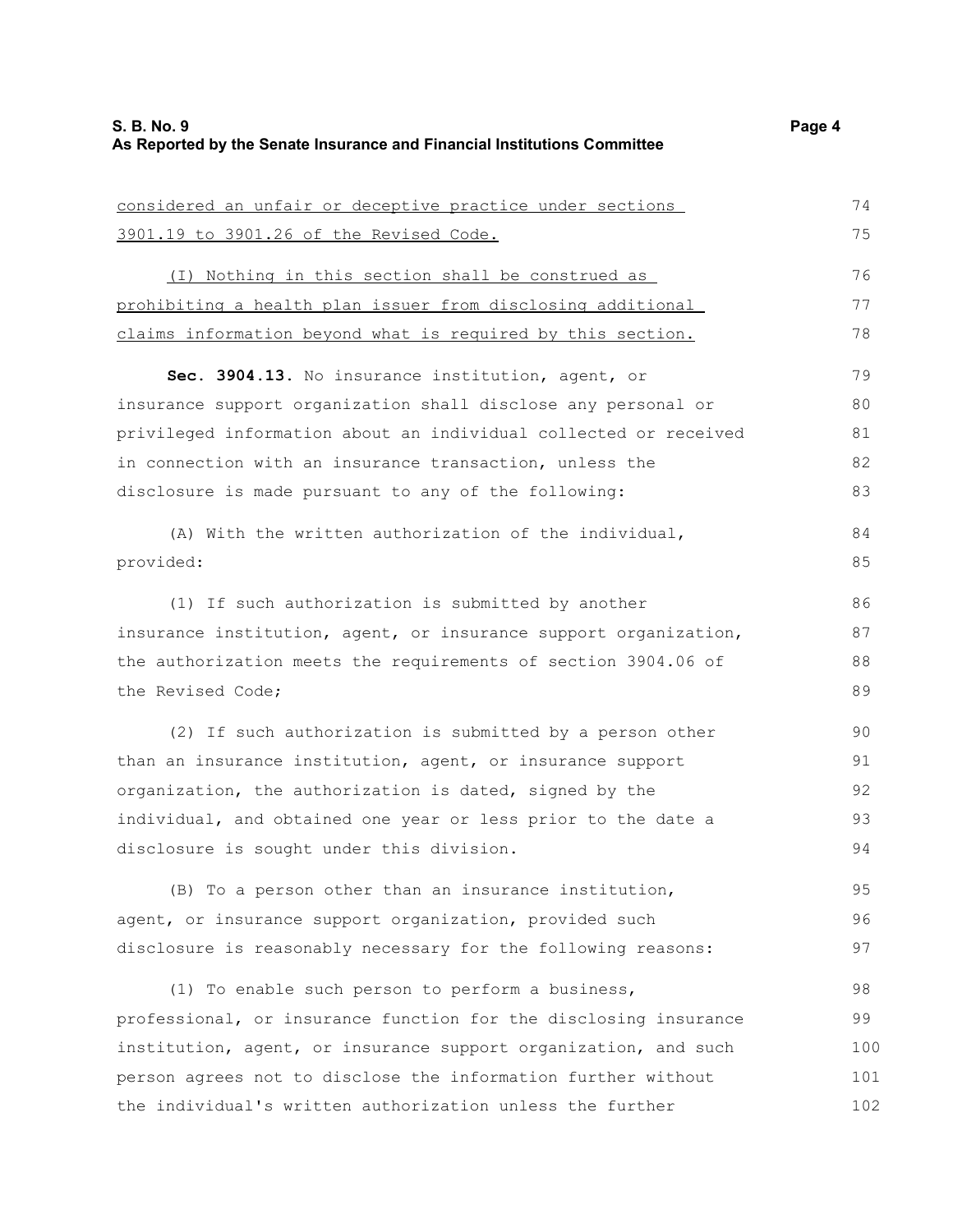considered an unfair or deceptive practice under sections 3901.19 to 3901.26 of the Revised Code.

(I) Nothing in this section shall be construed as prohibiting a health plan issuer from disclosing additional claims information beyond what is required by this section.

**Sec. 3904.13.** No insurance institution, agent, or insurance support organization shall disclose any personal or privileged information about an individual collected or received in connection with an insurance transaction, unless the disclosure is made pursuant to any of the following:

(A) With the written authorization of the individual, provided:

(1) If such authorization is submitted by another insurance institution, agent, or insurance support organization, the authorization meets the requirements of section 3904.06 of the Revised Code;

(2) If such authorization is submitted by a person other than an insurance institution, agent, or insurance support organization, the authorization is dated, signed by the individual, and obtained one year or less prior to the date a disclosure is sought under this division.

(B) To a person other than an insurance institution, agent, or insurance support organization, provided such disclosure is reasonably necessary for the following reasons:

(1) To enable such person to perform a business, professional, or insurance function for the disclosing insurance institution, agent, or insurance support organization, and such person agrees not to disclose the information further without the individual's written authorization unless the further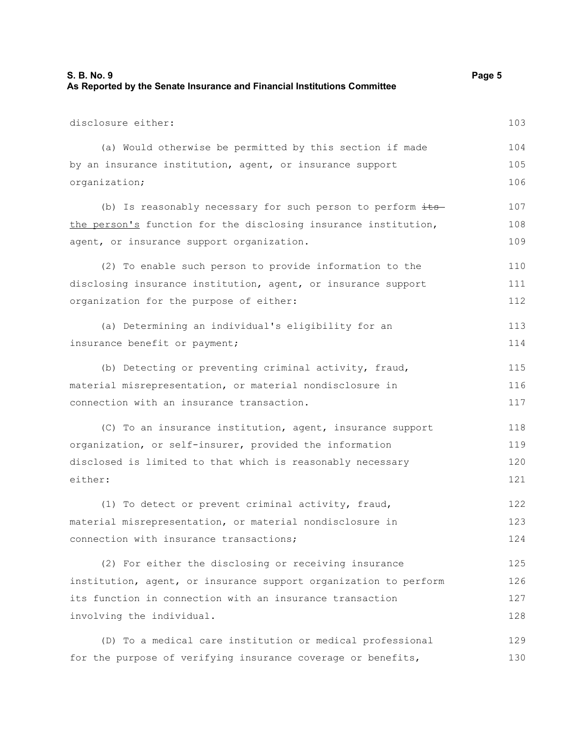disclosure either:

(a) Would otherwise be permitted by this section if made by an insurance institution, agent, or insurance support organization;

(b) Is reasonably necessary for such person to perform ~~its~~ <u>the person's</u> function for the disclosing insurance institution, agent, or insurance support organization.

(2) To enable such person to provide information to the disclosing insurance institution, agent, or insurance support organization for the purpose of either:

(a) Determining an individual's eligibility for an insurance benefit or payment;

(b) Detecting or preventing criminal activity, fraud, material misrepresentation, or material nondisclosure in connection with an insurance transaction.

(C) To an insurance institution, agent, insurance support organization, or self-insurer, provided the information disclosed is limited to that which is reasonably necessary either:

(1) To detect or prevent criminal activity, fraud, material misrepresentation, or material nondisclosure in connection with insurance transactions;

(2) For either the disclosing or receiving insurance institution, agent, or insurance support organization to perform its function in connection with an insurance transaction involving the individual.

(D) To a medical care institution or medical professional for the purpose of verifying insurance coverage or benefits,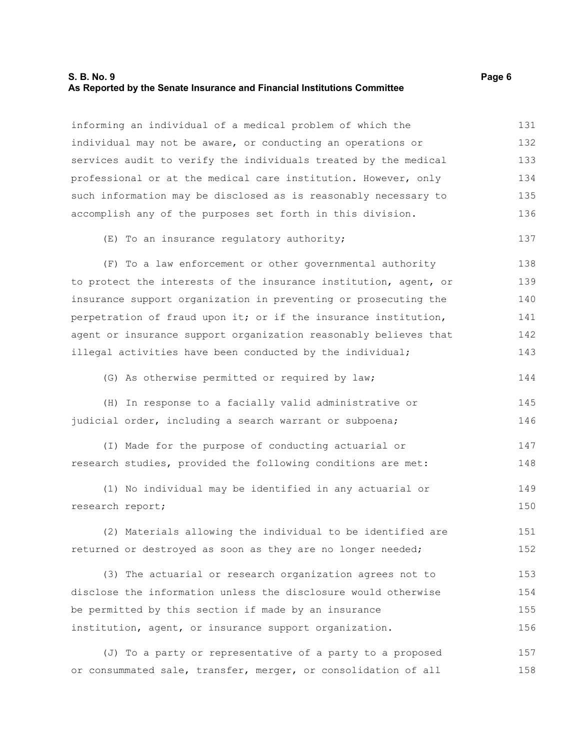informing an individual of a medical problem of which the individual may not be aware, or conducting an operations or services audit to verify the individuals treated by the medical professional or at the medical care institution. However, only such information may be disclosed as is reasonably necessary to accomplish any of the purposes set forth in this division.

(E) To an insurance regulatory authority;

(F) To a law enforcement or other governmental authority to protect the interests of the insurance institution, agent, or insurance support organization in preventing or prosecuting the perpetration of fraud upon it; or if the insurance institution, agent or insurance support organization reasonably believes that illegal activities have been conducted by the individual;

(G) As otherwise permitted or required by law;

(H) In response to a facially valid administrative or judicial order, including a search warrant or subpoena;

(I) Made for the purpose of conducting actuarial or research studies, provided the following conditions are met:

(1) No individual may be identified in any actuarial or research report;

(2) Materials allowing the individual to be identified are returned or destroyed as soon as they are no longer needed;

(3) The actuarial or research organization agrees not to disclose the information unless the disclosure would otherwise be permitted by this section if made by an insurance institution, agent, or insurance support organization.

(J) To a party or representative of a party to a proposed or consummated sale, transfer, merger, or consolidation of all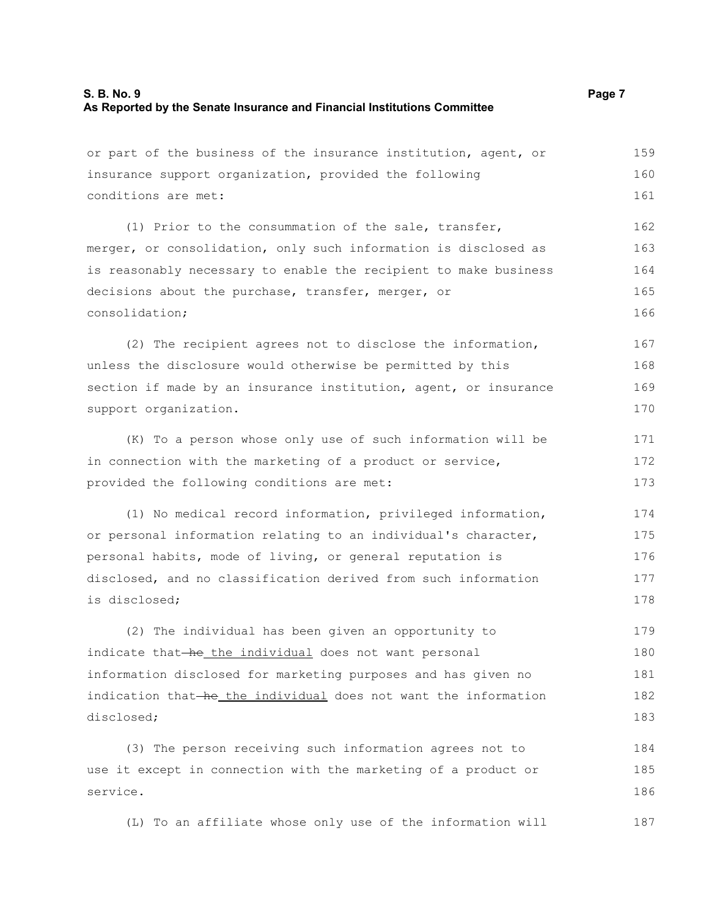or part of the business of the insurance institution, agent, or insurance support organization, provided the following conditions are met:

(1) Prior to the consummation of the sale, transfer, merger, or consolidation, only such information is disclosed as is reasonably necessary to enable the recipient to make business decisions about the purchase, transfer, merger, or consolidation;

(2) The recipient agrees not to disclose the information, unless the disclosure would otherwise be permitted by this section if made by an insurance institution, agent, or insurance support organization.

(K) To a person whose only use of such information will be in connection with the marketing of a product or service, provided the following conditions are met:

(1) No medical record information, privileged information, or personal information relating to an individual's character, personal habits, mode of living, or general reputation is disclosed, and no classification derived from such information is disclosed;

(2) The individual has been given an opportunity to indicate that ~~he~~ the individual does not want personal information disclosed for marketing purposes and has given no indication that ~~he~~ the individual does not want the information disclosed;

(3) The person receiving such information agrees not to use it except in connection with the marketing of a product or service.

(L) To an affiliate whose only use of the information will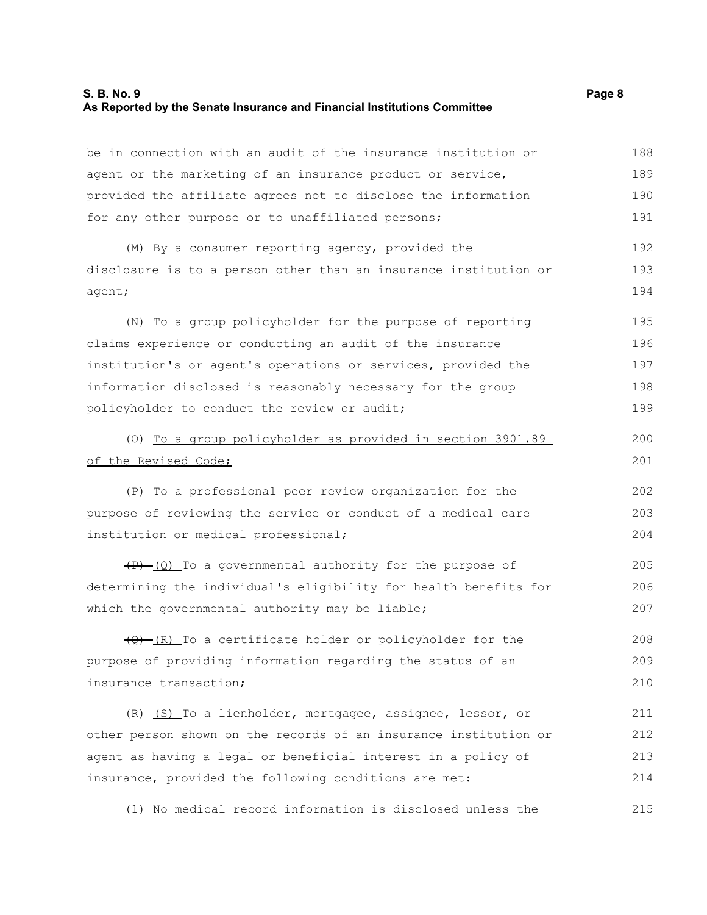be in connection with an audit of the insurance institution or agent or the marketing of an insurance product or service, provided the affiliate agrees not to disclose the information for any other purpose or to unaffiliated persons;

(M) By a consumer reporting agency, provided the disclosure is to a person other than an insurance institution or agent;

(N) To a group policyholder for the purpose of reporting claims experience or conducting an audit of the insurance institution's or agent's operations or services, provided the information disclosed is reasonably necessary for the group policyholder to conduct the review or audit;

(O) <u>To a group policyholder as provided in section 3901.89 of the Revised Code;</u>

<u>(P)</u> To a professional peer review organization for the purpose of reviewing the service or conduct of a medical care institution or medical professional;

~~(P)~~ <u>(Q)</u> To a governmental authority for the purpose of determining the individual's eligibility for health benefits for which the governmental authority may be liable;

~~(Q)~~ <u>(R)</u> To a certificate holder or policyholder for the purpose of providing information regarding the status of an insurance transaction;

~~(R)~~ <u>(S)</u> To a lienholder, mortgagee, assignee, lessor, or other person shown on the records of an insurance institution or agent as having a legal or beneficial interest in a policy of insurance, provided the following conditions are met:

(1) No medical record information is disclosed unless the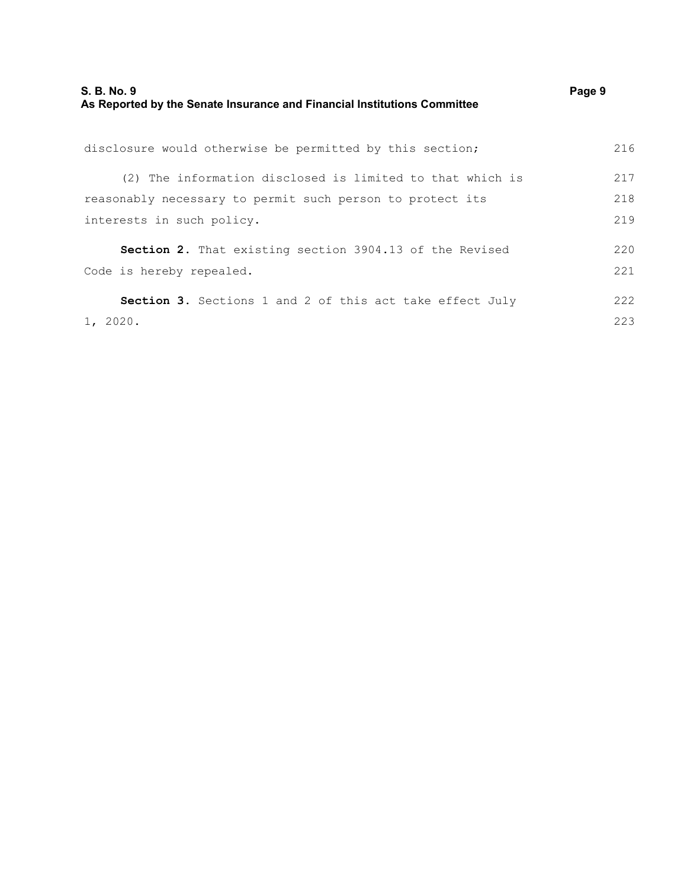disclosure would otherwise be permitted by this section;

(2) The information disclosed is limited to that which is reasonably necessary to permit such person to protect its interests in such policy.

**Section 2.** That existing section 3904.13 of the Revised Code is hereby repealed.

**Section 3.** Sections 1 and 2 of this act take effect July 1, 2020.